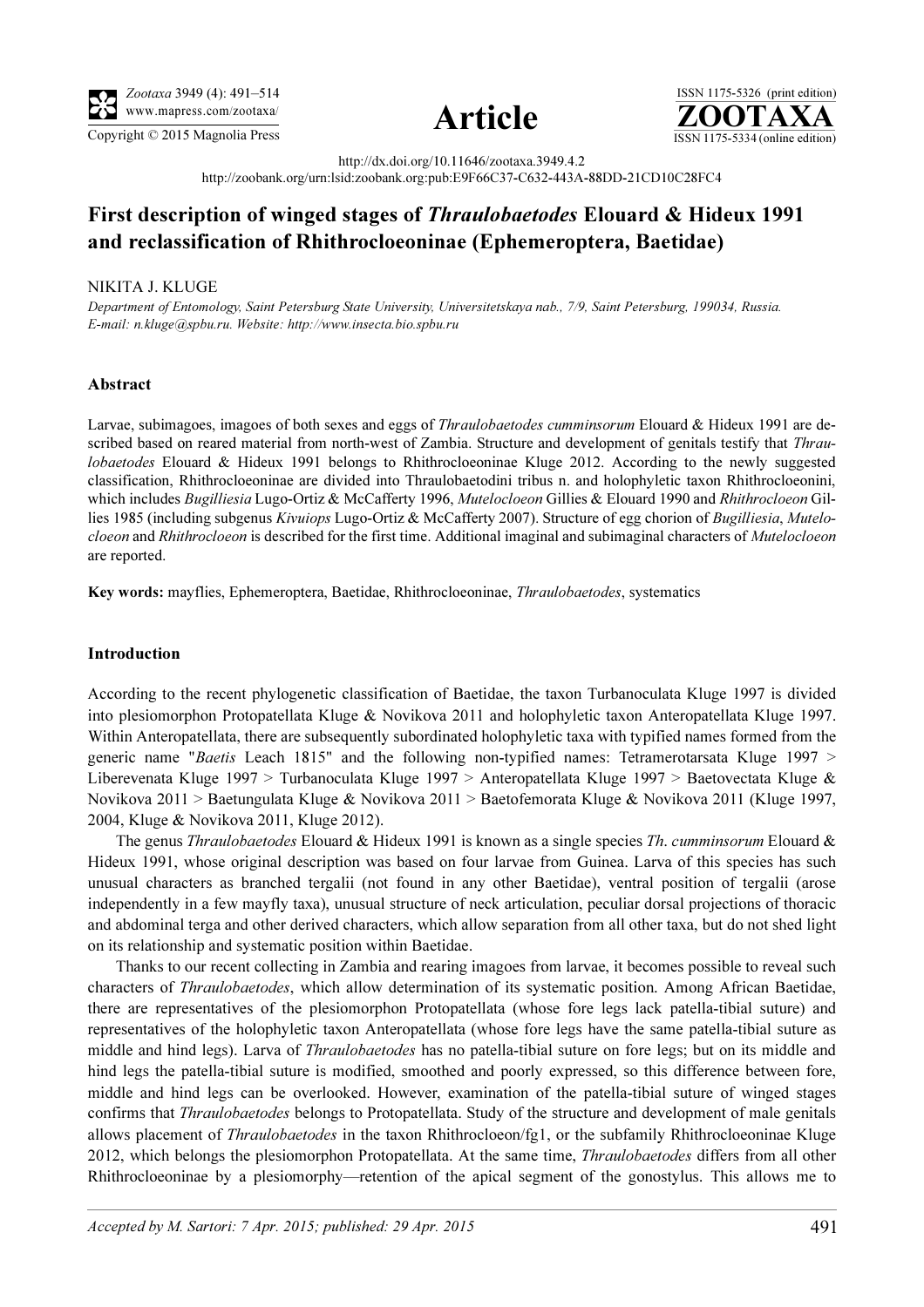http://dx.doi.org/10.11646/zootaxa.3949.4.2

http://zoobank.org/urn:lsid:zoobank.org:pub:E9F66C37-C632-443A-88DD-21CD10C28FC4

# First description of winged stages of *Thraulobaetodes* Elouard & Hideux 1991 and reclassification of Rhithrocloeoninae (Ephemeroptera, Baetidae)

NIKITA J. KLUGE

*Department of Entomology, Saint Petersburg State University, Universitetskaya nab., 7/9, Saint Petersburg, 199034, Russia. E-mail: n.kluge@spbu.ru. Website: http://www.insecta.bio.spbu.ru*

## Abstract

Larvae, subimagoes, imagoes of both sexes and eggs of *Thraulobaetodes cumminsorum* Elouard & Hideux 1991 are described based on reared material from north-west of Zambia. Structure and development of genitals testify that *Thraulobaetodes* Elouard & Hideux 1991 belongs to Rhithrocloeoninae Kluge 2012. According to the newly suggested classification, Rhithrocloeoninae are divided into Thraulobaetodini tribus n. and holophyletic taxon Rhithrocloeonini, which includes *Bugilliesia* Lugo-Ortiz & McCafferty 1996, *Muteloclœon* Gillies & Elouard 1990 and *Rhithrocloeon* Gillies 1985 (including subgenus *Kivuiops* Lugo-Ortiz & McCafferty 2007). Structure of egg chorion of *Bugilliesia*, *Muteloclœon* and *Rhithrocloeon* is described for the first time. Additional imaginal and subimaginal characters of *Muteloclœon* are reported.

**Key words:** mayflies, Ephemeroptera, Baetidae, Rhithrocloeoninae, *Thraulobaetodes*, systematics

## Introduction

According to the recent phylogenetic classification of Baetidae, the taxon Turbanoculata Kluge 1997 is divided into plesiomorphon Protopatellata Kluge & Novikova 2011 and holophyletic taxon Anteropatellata Kluge 1997. Within Anteropatellata, there are subsequently subordinated holophyletic taxa with typified names formed from the generic name "*Baetis* Leach 1815" and the following non-typified names: Tetramerotarsata Kluge 1997 > Liberevenata Kluge 1997 > Turbanoculata Kluge 1997 > Anteropatellata Kluge 1997 > Baetovectata Kluge & Novikova 2011 > Baetungulata Kluge & Novikova 2011 > Baetofemorata Kluge & Novikova 2011 (Kluge 1997, 2004, Kluge & Novikova 2011, Kluge 2012).

The genus *Thraulobaetodes* Elouard & Hideux 1991 is known as a single species *Th. cumminsorum* Elouard & Hideux 1991, whose original description was based on four larvae from Guinea. Larva of this species has such unusual characters as branched tergalii (not found in any other Baetidae), ventral position of tergalii (arose independently in a few mayfly taxa), unusual structure of neck articulation, peculiar dorsal projections of thoracic and abdominal terga and other derived characters, which allow separation from all other taxa, but do not shed light on its relationship and systematic position within Baetidae.

Thanks to our recent collecting in Zambia and rearing imagoes from larvae, it becomes possible to reveal such characters of *Thraulobaetodes*, which allow determination of its systematic position. Among African Baetidae, there are representatives of the plesiomorphon Protopatellata (whose fore legs lack patella-tibial suture) and representatives of the holophyletic taxon Anteropatellata (whose fore legs have the same patella-tibial suture as middle and hind legs). Larva of *Thraulobaetodes* has no patella-tibial suture on fore legs; but on its middle and hind legs the patella-tibial suture is modified, smoothed and poorly expressed, so this difference between fore, middle and hind legs can be overlooked. However, examination of the patella-tibial suture of winged stages confirms that *Thraulobaetodes* belongs to Protopatellata. Study of the structure and development of male genitals allows placement of *Thraulobaetodes* in the taxon Rhithrocloeon/fg1, or the subfamily Rhithrocloeoninae Kluge 2012, which belongs the plesiomorphon Protopatellata. At the same time, *Thraulobaetodes* differs from all other Rhithrocloeoninae by a plesiomorphy—retention of the apical segment of the gonostylus. This allows me to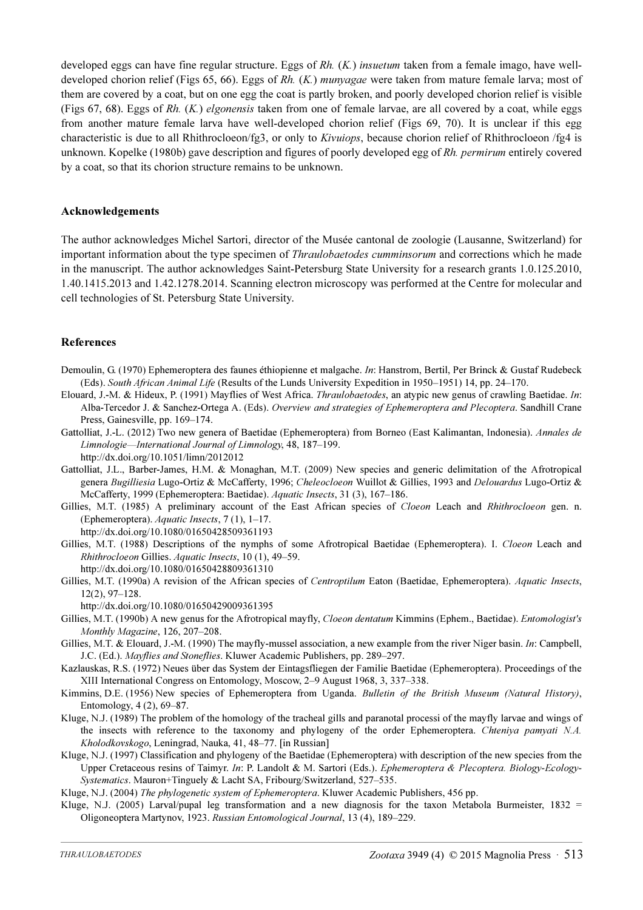developed eggs can have fine regular structure. Eggs of *Rh.* (*K.*) *insuetum* taken from a female imago, have well-developed chorion relief (Figs 65, 66). Eggs of *Rh.* (*K.*) *munyagae* were taken from mature female larva; most of them are covered by a coat, but on one egg the coat is partly broken, and poorly developed chorion relief is visible (Figs 67, 68). Eggs of *Rh.* (*K.*) *elgonensis* taken from one of female larvae, are all covered by a coat, while eggs from another mature female larva have well-developed chorion relief (Figs 69, 70). It is unclear if this egg characteristic is due to all Rhithrocloeon/fg3, or only to *Kivuiops*, because chorion relief of Rhithrocloeon /fg4 is unknown. Kopelke (1980b) gave description and figures of poorly developed egg of *Rh. permirum* entirely covered by a coat, so that its chorion structure remains to be unknown.

## Acknowledgements

The author acknowledges Michel Sartori, director of the Musée cantonal de zoologie (Lausanne, Switzerland) for important information about the type specimen of *Thraulobaetodes cumminsorum* and corrections which he made in the manuscript. The author acknowledges Saint-Petersburg State University for a research grants 1.0.125.2010, 1.40.1415.2013 and 1.42.1278.2014. Scanning electron microscopy was performed at the Centre for molecular and cell technologies of St. Petersburg State University.

## References

Demoulin, G. (1970) Ephemeroptera des faunes éthiopienne et malgache. *In*: Hanstrom, Bertil, Per Brinck & Gustaf Rudebeck (Eds). *South African Animal Life* (Results of the Lunds University Expedition in 1950–1951) 14, pp. 24–170.

Elouard, J.-M. & Hideux, P. (1991) Mayflies of West Africa. *Thraulobaetodes*, an atypic new genus of crawling Baetidae. *In*: Alba-Tercedor J. & Sanchez-Ortega A. (Eds). *Overview and strategies of Ephemeroptera and Plecoptera*. Sandhill Crane Press, Gainesville, pp. 169–174.

Gattolliat, J.-L. (2012) Two new genera of Baetidae (Ephemeroptera) from Borneo (East Kalimantan, Indonesia). *Annales de Limnologie—International Journal of Limnology*, 48, 187–199.
http://dx.doi.org/10.1051/limn/2012012

Gattolliat, J.L., Barber-James, H.M. & Monaghan, M.T. (2009) New species and generic delimitation of the Afrotropical genera *Bugilliesia* Lugo-Ortiz & McCafferty, 1996; *Cheleocloeon* Wuillot & Gillies, 1993 and *Delouardus* Lugo-Ortiz & McCafferty, 1999 (Ephemeroptera: Baetidae). *Aquatic Insects*, 31 (3), 167–186.

Gillies, M.T. (1985) A preliminary account of the East African species of *Cloeon* Leach and *Rhithrocloeon* gen. n. (Ephemeroptera). *Aquatic Insects*, 7 (1), 1–17.
http://dx.doi.org/10.1080/01650428509361193

Gillies, M.T. (1988) Descriptions of the nymphs of some Afrotropical Baetidae (Ephemeroptera). I. *Cloeon* Leach and *Rhithrocloeon* Gillies. *Aquatic Insects*, 10 (1), 49–59.
http://dx.doi.org/10.1080/01650428809361310

Gillies, M.T. (1990a) A revision of the African species of *Centroptilum* Eaton (Baetidae, Ephemeroptera). *Aquatic Insects*, 12(2), 97–128.
http://dx.doi.org/10.1080/01650429009361395

Gillies, M.T. (1990b) A new genus for the Afrotropical mayfly, *Cloeon dentatum* Kimmins (Ephem., Baetidae). *Entomologist's Monthly Magazine*, 126, 207–208.

Gillies, M.T. & Elouard, J.-M. (1990) The mayfly-mussel association, a new example from the river Niger basin. *In*: Campbell, J.C. (Ed.). *Mayflies and Stoneflies*. Kluwer Academic Publishers, pp. 289–297.

Kazlauskas, R.S. (1972) Neues über das System der Eintagsfliegen der Familie Baetidae (Ephemeroptera). Proceedings of the XIII International Congress on Entomology, Moscow, 2–9 August 1968, 3, 337–338.

Kimmins, D.E. (1956) New species of Ephemeroptera from Uganda. *Bulletin of the British Museum (Natural History)*, Entomology, 4 (2), 69–87.

Kluge, N.J. (1989) The problem of the homology of the tracheal gills and paranotal processi of the mayfly larvae and wings of the insects with reference to the taxonomy and phylogeny of the order Ephemeroptera. *Chteniya pamyati N.A. Kholodkovskogo*, Leningrad, Nauka, 41, 48–77. [in Russian]

Kluge, N.J. (1997) Classification and phylogeny of the Baetidae (Ephemeroptera) with description of the new species from the Upper Cretaceous resins of Taimyr. *In*: P. Landolt & M. Sartori (Eds.). *Ephemeroptera & Plecoptera. Biology-Ecology-Systematics*. Mauron+Tinguely & Lacht SA, Fribourg/Switzerland, 527–535.

Kluge, N.J. (2004) *The phylogenetic system of Ephemeroptera*. Kluwer Academic Publishers, 456 pp.

Kluge, N.J. (2005) Larval/pupal leg transformation and a new diagnosis for the taxon Metabola Burmeister, 1832 = Oligoneoptera Martynov, 1923. *Russian Entomological Journal*, 13 (4), 189–229.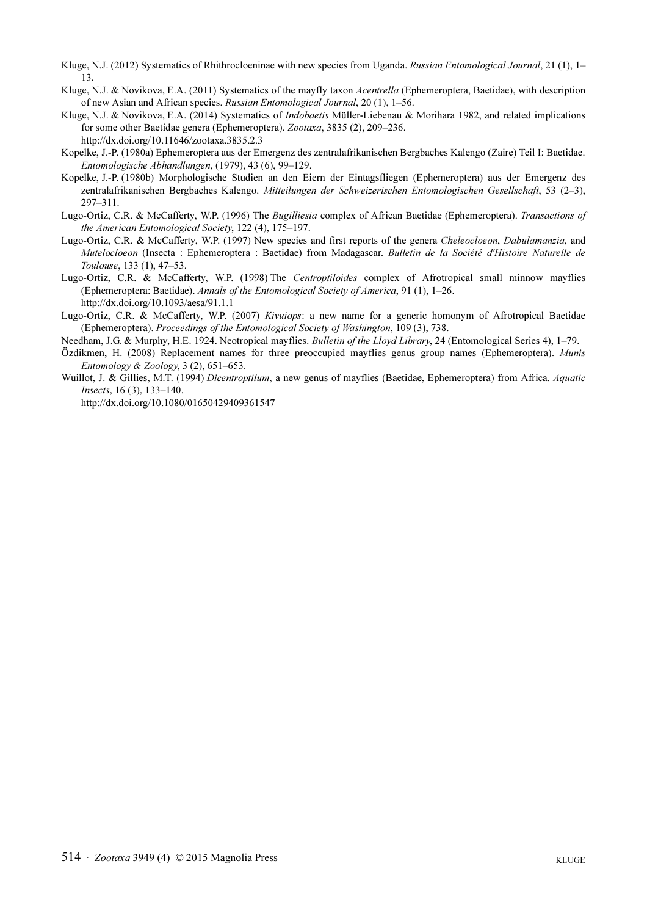Kluge, N.J. (2012) Systematics of Rhithrocloeninae with new species from Uganda. *Russian Entomological Journal*, 21 (1), 1–13.

Kluge, N.J. & Novikova, E.A. (2011) Systematics of the mayfly taxon *Acentrella* (Ephemeroptera, Baetidae), with description of new Asian and African species. *Russian Entomological Journal*, 20 (1), 1–56.

Kluge, N.J. & Novikova, E.A. (2014) Systematics of *Indobaetis* Müller-Liebenau & Morihara 1982, and related implications for some other Baetidae genera (Ephemeroptera). *Zootaxa*, 3835 (2), 209–236. http://dx.doi.org/10.11646/zootaxa.3835.2.3

Kopelke, J.-P. (1980a) Ephemeroptera aus der Emergenz des zentralafrikanischen Bergbaches Kalengo (Zaire) Teil I: Baetidae. *Entomologische Abhandlungen*, (1979), 43 (6), 99–129.

Kopelke, J.-P. (1980b) Morphologische Studien an den Eiern der Eintagsfliegen (Ephemeroptera) aus der Emergenz des zentralafrikanischen Bergbaches Kalengo. *Mitteilungen der Schweizerischen Entomologischen Gesellschaft*, 53 (2–3), 297–311.

Lugo-Ortiz, C.R. & McCafferty, W.P. (1996) The *Bugilliesia* complex of African Baetidae (Ephemeroptera). *Transactions of the American Entomological Society*, 122 (4), 175–197.

Lugo-Ortiz, C.R. & McCafferty, W.P. (1997) New species and first reports of the genera *Cheleocloeon*, *Dabulamanzia*, and *Mutelocloeon* (Insecta : Ephemeroptera : Baetidae) from Madagascar. *Bulletin de la Société d'Histoire Naturelle de Toulouse*, 133 (1), 47–53.

Lugo-Ortiz, C.R. & McCafferty, W.P. (1998) The *Centroptiloides* complex of Afrotropical small minnow mayflies (Ephemeroptera: Baetidae). *Annals of the Entomological Society of America*, 91 (1), 1–26. http://dx.doi.org/10.1093/aesa/91.1.1

Lugo-Ortiz, C.R. & McCafferty, W.P. (2007) *Kivuiops*: a new name for a generic homonym of Afrotropical Baetidae (Ephemeroptera). *Proceedings of the Entomological Society of Washington*, 109 (3), 738.

Needham, J.G. & Murphy, H.E. 1924. Neotropical mayflies. *Bulletin of the Lloyd Library*, 24 (Entomological Series 4), 1–79.

Özdikmen, H. (2008) Replacement names for three preoccupied mayflies genus group names (Ephemeroptera). *Munis Entomology & Zoology*, 3 (2), 651–653.

Wuillot, J. & Gillies, M.T. (1994) *Dicentroptilum*, a new genus of mayflies (Baetidae, Ephemeroptera) from Africa. *Aquatic Insects*, 16 (3), 133–140. http://dx.doi.org/10.1080/01650429409361547